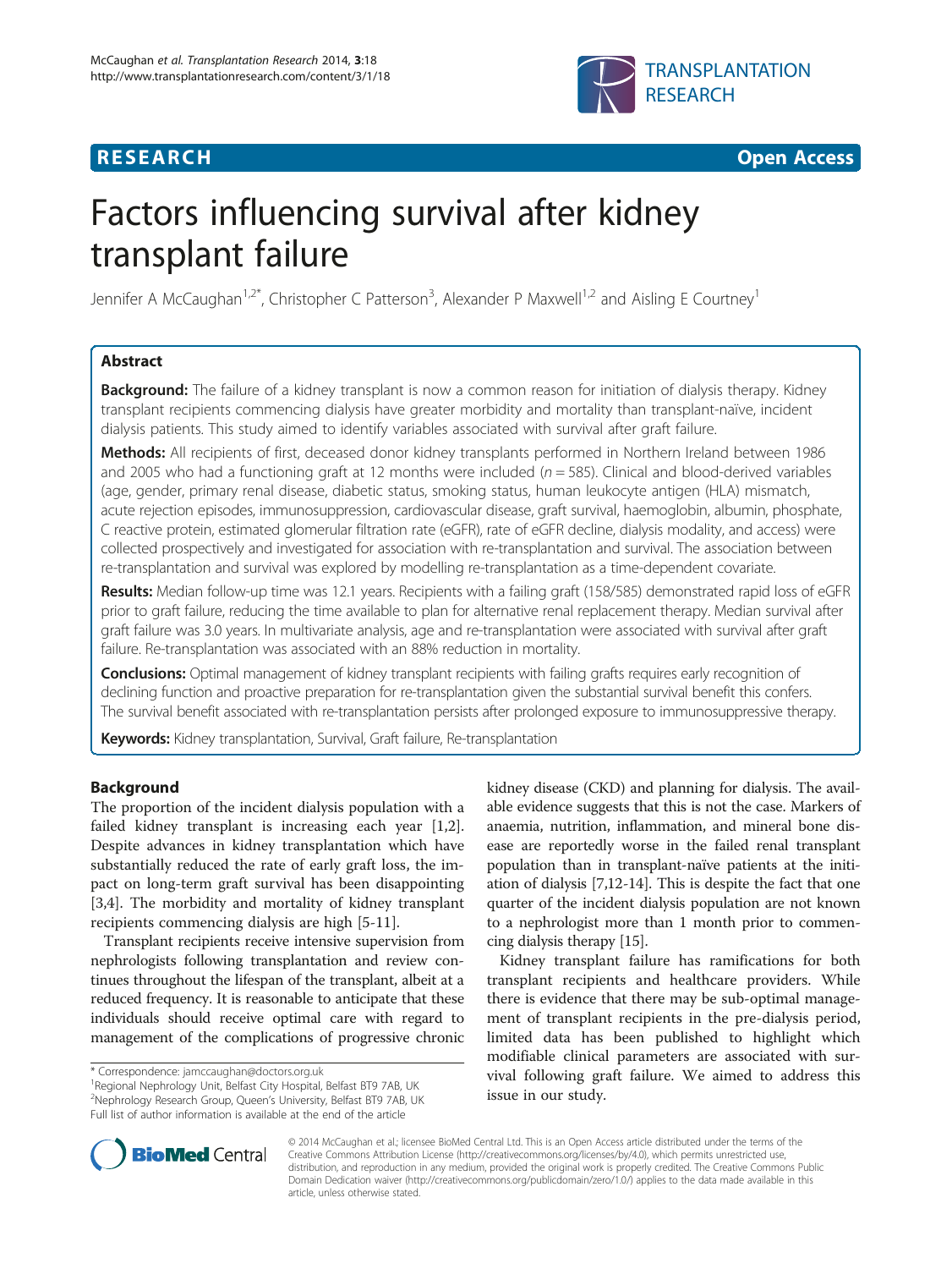RESEARCH Open Access

# Factors influencing survival after kidney transplant failure

Jennifer A McCaughan[1,2*], Christopher C Patterson[3], Alexander P Maxwell[1,2] and Aisling E Courtney[1]

## Abstract

**Background:** The failure of a kidney transplant is now a common reason for initiation of dialysis therapy. Kidney transplant recipients commencing dialysis have greater morbidity and mortality than transplant-naïve, incident dialysis patients. This study aimed to identify variables associated with survival after graft failure.

**Methods:** All recipients of first, deceased donor kidney transplants performed in Northern Ireland between 1986 and 2005 who had a functioning graft at 12 months were included ($n = 585$). Clinical and blood-derived variables (age, gender, primary renal disease, diabetic status, smoking status, human leukocyte antigen (HLA) mismatch, acute rejection episodes, immunosuppression, cardiovascular disease, graft survival, haemoglobin, albumin, phosphate, C reactive protein, estimated glomerular filtration rate (eGFR), rate of eGFR decline, dialysis modality, and access) were collected prospectively and investigated for association with re-transplantation and survival. The association between re-transplantation and survival was explored by modelling re-transplantation as a time-dependent covariate.

**Results:** Median follow-up time was 12.1 years. Recipients with a failing graft (158/585) demonstrated rapid loss of eGFR prior to graft failure, reducing the time available to plan for alternative renal replacement therapy. Median survival after graft failure was 3.0 years. In multivariate analysis, age and re-transplantation were associated with survival after graft failure. Re-transplantation was associated with an 88% reduction in mortality.

**Conclusions:** Optimal management of kidney transplant recipients with failing grafts requires early recognition of declining function and proactive preparation for re-transplantation given the substantial survival benefit this confers. The survival benefit associated with re-transplantation persists after prolonged exposure to immunosuppressive therapy.

**Keywords:** Kidney transplantation, Survival, Graft failure, Re-transplantation

## Background

The proportion of the incident dialysis population with a failed kidney transplant is increasing each year [1,2]. Despite advances in kidney transplantation which have substantially reduced the rate of early graft loss, the impact on long-term graft survival has been disappointing [3,4]. The morbidity and mortality of kidney transplant recipients commencing dialysis are high [5-11].

Transplant recipients receive intensive supervision from nephrologists following transplantation and review continues throughout the lifespan of the transplant, albeit at a reduced frequency. It is reasonable to anticipate that these individuals should receive optimal care with regard to management of the complications of progressive chronic kidney disease (CKD) and planning for dialysis. The available evidence suggests that this is not the case. Markers of anaemia, nutrition, inflammation, and mineral bone disease are reportedly worse in the failed renal transplant population than in transplant-naïve patients at the initiation of dialysis [7,12-14]. This is despite the fact that one quarter of the incident dialysis population are not known to a nephrologist more than 1 month prior to commencing dialysis therapy [15].

Kidney transplant failure has ramifications for both transplant recipients and healthcare providers. While there is evidence that there may be sub-optimal management of transplant recipients in the pre-dialysis period, limited data has been published to highlight which modifiable clinical parameters are associated with survival following graft failure. We aimed to address this issue in our study.

\* Correspondence: jamccaughan@doctors.org.uk
[1]Regional Nephrology Unit, Belfast City Hospital, Belfast BT9 7AB, UK
[2]Nephrology Research Group, Queen's University, Belfast BT9 7AB, UK
Full list of author information is available at the end of the article

© 2014 McCaughan et al.; licensee BioMed Central Ltd. This is an Open Access article distributed under the terms of the Creative Commons Attribution License (http://creativecommons.org/licenses/by/4.0), which permits unrestricted use, distribution, and reproduction in any medium, provided the original work is properly credited. The Creative Commons Public Domain Dedication waiver (http://creativecommons.org/publicdomain/zero/1.0/) applies to the data made available in this article, unless otherwise stated.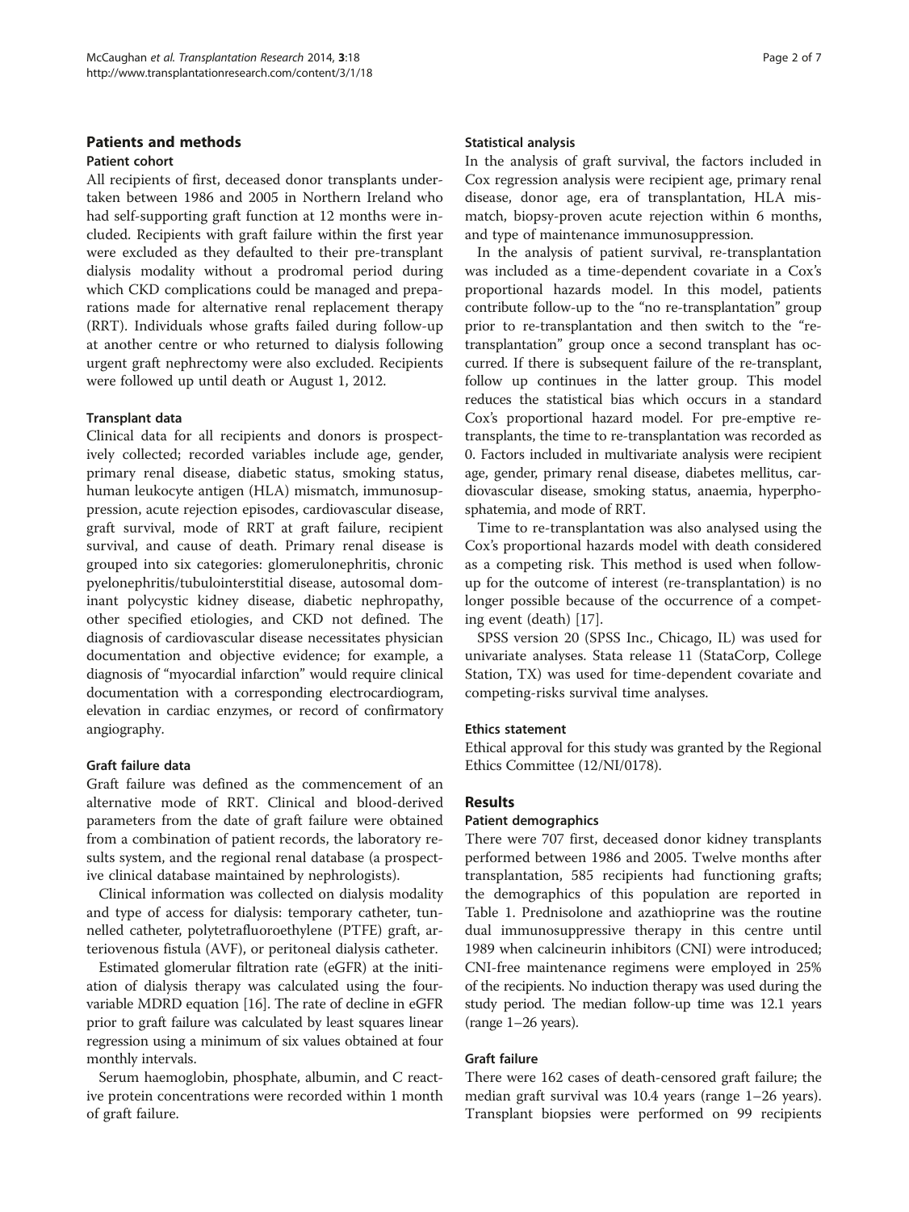## Patients and methods

### Patient cohort

All recipients of first, deceased donor transplants undertaken between 1986 and 2005 in Northern Ireland who had self-supporting graft function at 12 months were included. Recipients with graft failure within the first year were excluded as they defaulted to their pre-transplant dialysis modality without a prodromal period during which CKD complications could be managed and preparations made for alternative renal replacement therapy (RRT). Individuals whose grafts failed during follow-up at another centre or who returned to dialysis following urgent graft nephrectomy were also excluded. Recipients were followed up until death or August 1, 2012.

### Transplant data

Clinical data for all recipients and donors is prospectively collected; recorded variables include age, gender, primary renal disease, diabetic status, smoking status, human leukocyte antigen (HLA) mismatch, immunosuppression, acute rejection episodes, cardiovascular disease, graft survival, mode of RRT at graft failure, recipient survival, and cause of death. Primary renal disease is grouped into six categories: glomerulonephritis, chronic pyelonephritis/tubulointerstitial disease, autosomal dominant polycystic kidney disease, diabetic nephropathy, other specified etiologies, and CKD not defined. The diagnosis of cardiovascular disease necessitates physician documentation and objective evidence; for example, a diagnosis of "myocardial infarction" would require clinical documentation with a corresponding electrocardiogram, elevation in cardiac enzymes, or record of confirmatory angiography.

### Graft failure data

Graft failure was defined as the commencement of an alternative mode of RRT. Clinical and blood-derived parameters from the date of graft failure were obtained from a combination of patient records, the laboratory results system, and the regional renal database (a prospective clinical database maintained by nephrologists).

Clinical information was collected on dialysis modality and type of access for dialysis: temporary catheter, tunnelled catheter, polytetrafluoroethylene (PTFE) graft, arteriovenous fistula (AVF), or peritoneal dialysis catheter.

Estimated glomerular filtration rate (eGFR) at the initiation of dialysis therapy was calculated using the four-variable MDRD equation [16]. The rate of decline in eGFR prior to graft failure was calculated by least squares linear regression using a minimum of six values obtained at four monthly intervals.

Serum haemoglobin, phosphate, albumin, and C reactive protein concentrations were recorded within 1 month of graft failure.

### Statistical analysis

In the analysis of graft survival, the factors included in Cox regression analysis were recipient age, primary renal disease, donor age, era of transplantation, HLA mismatch, biopsy-proven acute rejection within 6 months, and type of maintenance immunosuppression.

In the analysis of patient survival, re-transplantation was included as a time-dependent covariate in a Cox's proportional hazards model. In this model, patients contribute follow-up to the "no re-transplantation" group prior to re-transplantation and then switch to the "re-transplantation" group once a second transplant has occurred. If there is subsequent failure of the re-transplant, follow up continues in the latter group. This model reduces the statistical bias which occurs in a standard Cox's proportional hazard model. For pre-emptive re-transplants, the time to re-transplantation was recorded as 0. Factors included in multivariate analysis were recipient age, gender, primary renal disease, diabetes mellitus, cardiovascular disease, smoking status, anaemia, hyperphosphatemia, and mode of RRT.

Time to re-transplantation was also analysed using the Cox's proportional hazards model with death considered as a competing risk. This method is used when follow-up for the outcome of interest (re-transplantation) is no longer possible because of the occurrence of a competing event (death) [17].

SPSS version 20 (SPSS Inc., Chicago, IL) was used for univariate analyses. Stata release 11 (StataCorp, College Station, TX) was used for time-dependent covariate and competing-risks survival time analyses.

### Ethics statement

Ethical approval for this study was granted by the Regional Ethics Committee (12/NI/0178).

## Results

### Patient demographics

There were 707 first, deceased donor kidney transplants performed between 1986 and 2005. Twelve months after transplantation, 585 recipients had functioning grafts; the demographics of this population are reported in Table 1. Prednisolone and azathioprine was the routine dual immunosuppressive therapy in this centre until 1989 when calcineurin inhibitors (CNI) were introduced; CNI-free maintenance regimens were employed in 25% of the recipients. No induction therapy was used during the study period. The median follow-up time was 12.1 years (range 1–26 years).

### Graft failure

There were 162 cases of death-censored graft failure; the median graft survival was 10.4 years (range 1–26 years). Transplant biopsies were performed on 99 recipients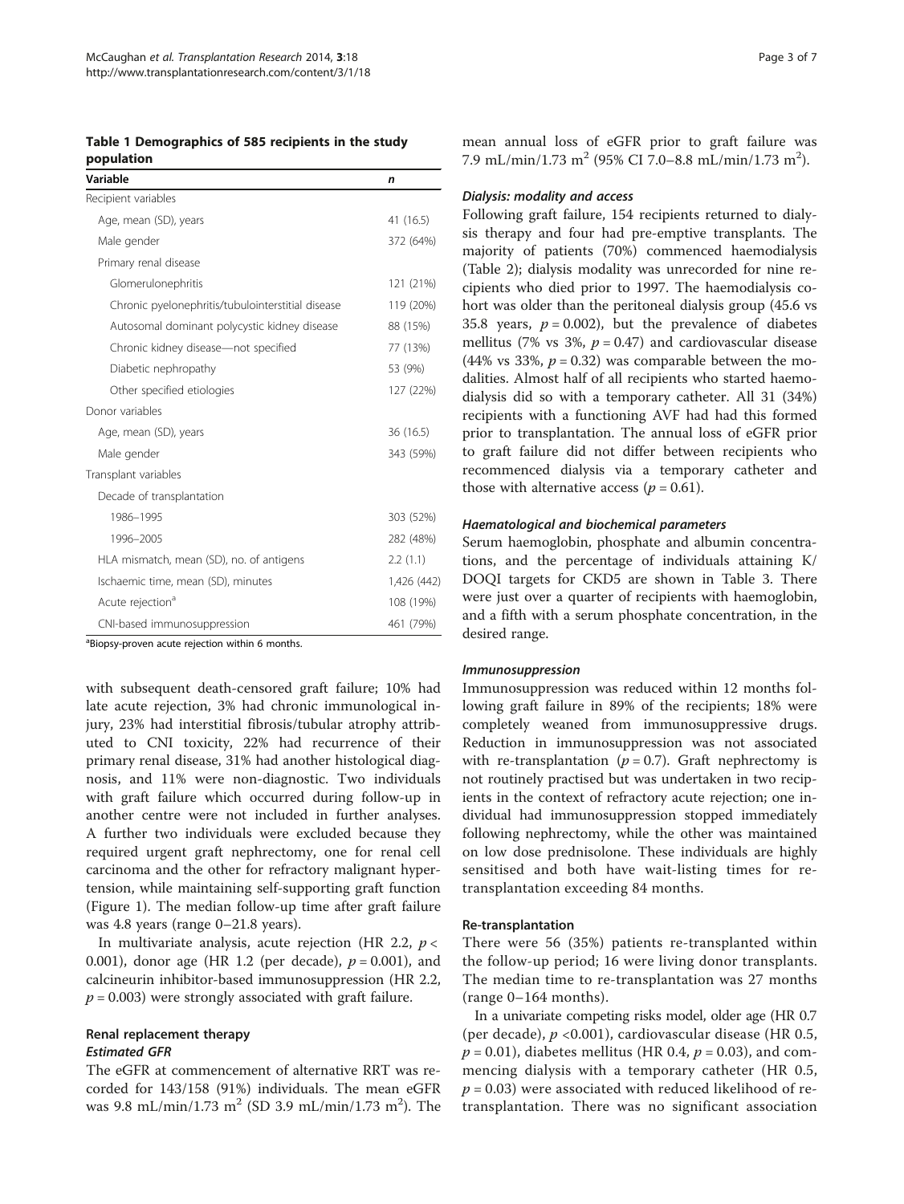**Table 1 Demographics of 585 recipients in the study population**

| Variable | *n* |
|---|---|
| Recipient variables | |
| Age, mean (SD), years | 41 (16.5) |
| Male gender | 372 (64%) |
| Primary renal disease | |
| Glomerulonephritis | 121 (21%) |
| Chronic pyelonephritis/tubulointerstitial disease | 119 (20%) |
| Autosomal dominant polycystic kidney disease | 88 (15%) |
| Chronic kidney disease—not specified | 77 (13%) |
| Diabetic nephropathy | 53 (9%) |
| Other specified etiologies | 127 (22%) |
| Donor variables | |
| Age, mean (SD), years | 36 (16.5) |
| Male gender | 343 (59%) |
| Transplant variables | |
| Decade of transplantation | |
| 1986–1995 | 303 (52%) |
| 1996–2005 | 282 (48%) |
| HLA mismatch, mean (SD), no. of antigens | 2.2 (1.1) |
| Ischaemic time, mean (SD), minutes | 1,426 (442) |
| Acute rejection[a] | 108 (19%) |
| CNI-based immunosuppression | 461 (79%) |

[a]Biopsy-proven acute rejection within 6 months.

with subsequent death-censored graft failure; 10% had late acute rejection, 3% had chronic immunological injury, 23% had interstitial fibrosis/tubular atrophy attributed to CNI toxicity, 22% had recurrence of their primary renal disease, 31% had another histological diagnosis, and 11% were non-diagnostic. Two individuals with graft failure which occurred during follow-up in another centre were not included in further analyses. A further two individuals were excluded because they required urgent graft nephrectomy, one for renal cell carcinoma and the other for refractory malignant hypertension, while maintaining self-supporting graft function (Figure 1). The median follow-up time after graft failure was 4.8 years (range 0–21.8 years).

In multivariate analysis, acute rejection (HR 2.2, $p < 0.001$), donor age (HR 1.2 (per decade), $p = 0.001$), and calcineurin inhibitor-based immunosuppression (HR 2.2, $p = 0.003$) were strongly associated with graft failure.

## Renal replacement therapy

### *Estimated GFR*

The eGFR at commencement of alternative RRT was recorded for 143/158 (91%) individuals. The mean eGFR was 9.8 mL/min/1.73 m$^2$ (SD 3.9 mL/min/1.73 m$^2$). The mean annual loss of eGFR prior to graft failure was 7.9 mL/min/1.73 m$^2$ (95% CI 7.0–8.8 mL/min/1.73 m$^2$).

### *Dialysis: modality and access*

Following graft failure, 154 recipients returned to dialysis therapy and four had pre-emptive transplants. The majority of patients (70%) commenced haemodialysis (Table 2); dialysis modality was unrecorded for nine recipients who died prior to 1997. The haemodialysis cohort was older than the peritoneal dialysis group (45.6 vs 35.8 years, $p = 0.002$), but the prevalence of diabetes mellitus (7% vs 3%, $p = 0.47$) and cardiovascular disease (44% vs 33%, $p = 0.32$) was comparable between the modalities. Almost half of all recipients who started haemodialysis did so with a temporary catheter. All 31 (34%) recipients with a functioning AVF had had this formed prior to transplantation. The annual loss of eGFR prior to graft failure did not differ between recipients who recommenced dialysis via a temporary catheter and those with alternative access ($p = 0.61$).

### *Haematological and biochemical parameters*

Serum haemoglobin, phosphate and albumin concentrations, and the percentage of individuals attaining K/DOQI targets for CKD5 are shown in Table 3. There were just over a quarter of recipients with haemoglobin, and a fifth with a serum phosphate concentration, in the desired range.

### *Immunosuppression*

Immunosuppression was reduced within 12 months following graft failure in 89% of the recipients; 18% were completely weaned from immunosuppressive drugs. Reduction in immunosuppression was not associated with re-transplantation ($p = 0.7$). Graft nephrectomy is not routinely practised but was undertaken in two recipients in the context of refractory acute rejection; one individual had immunosuppression stopped immediately following nephrectomy, while the other was maintained on low dose prednisolone. These individuals are highly sensitised and both have wait-listing times for re-transplantation exceeding 84 months.

### Re-transplantation

There were 56 (35%) patients re-transplanted within the follow-up period; 16 were living donor transplants. The median time to re-transplantation was 27 months (range 0–164 months).

In a univariate competing risks model, older age (HR 0.7 (per decade), $p < 0.001$), cardiovascular disease (HR 0.5, $p = 0.01$), diabetes mellitus (HR 0.4, $p = 0.03$), and commencing dialysis with a temporary catheter (HR 0.5, $p = 0.03$) were associated with reduced likelihood of re-transplantation. There was no significant association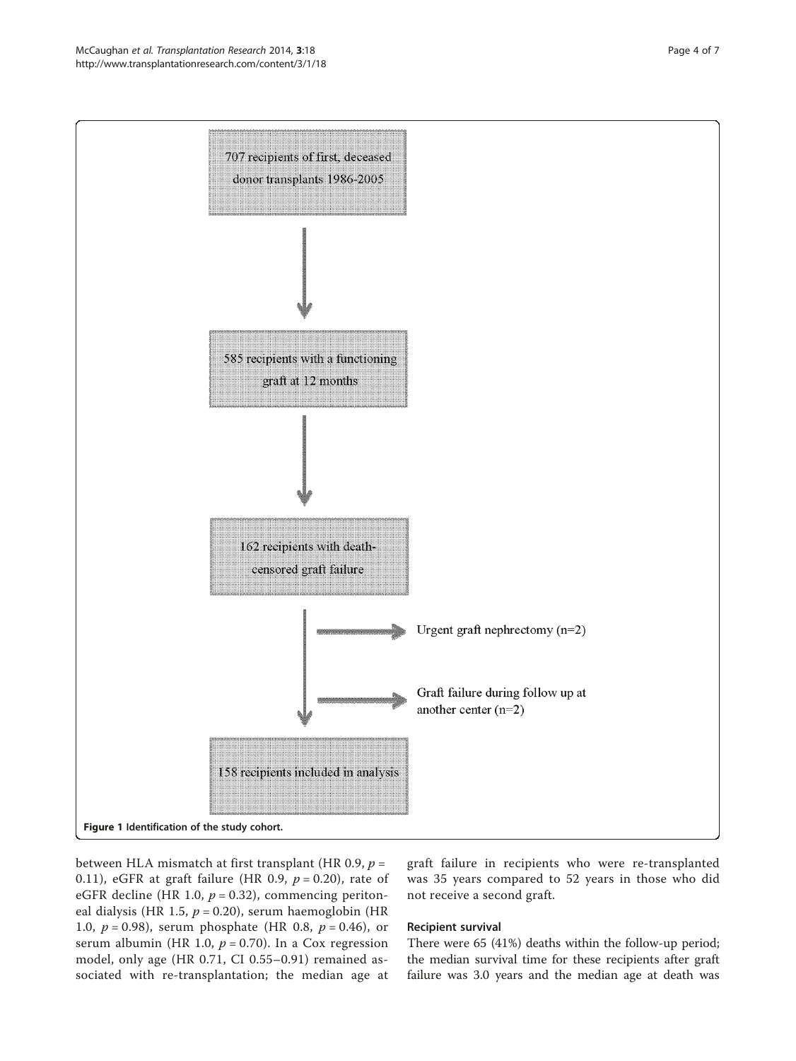707 recipients of first, deceased donor transplants 1986-2005

585 recipients with a functioning graft at 12 months

162 recipients with death-censored graft failure

Urgent graft nephrectomy (n=2)

Graft failure during follow up at another center (n=2)

158 recipients included in analysis

**Figure 1 Identification of the study cohort.**

between HLA mismatch at first transplant (HR 0.9, $p$ = 0.11), eGFR at graft failure (HR 0.9, $p$ = 0.20), rate of eGFR decline (HR 1.0, $p$ = 0.32), commencing peritoneal dialysis (HR 1.5, $p$ = 0.20), serum haemoglobin (HR 1.0, $p$ = 0.98), serum phosphate (HR 0.8, $p$ = 0.46), or serum albumin (HR 1.0, $p$ = 0.70). In a Cox regression model, only age (HR 0.71, CI 0.55–0.91) remained associated with re-transplantation; the median age at graft failure in recipients who were re-transplanted was 35 years compared to 52 years in those who did not receive a second graft.

### Recipient survival

There were 65 (41%) deaths within the follow-up period; the median survival time for these recipients after graft failure was 3.0 years and the median age at death was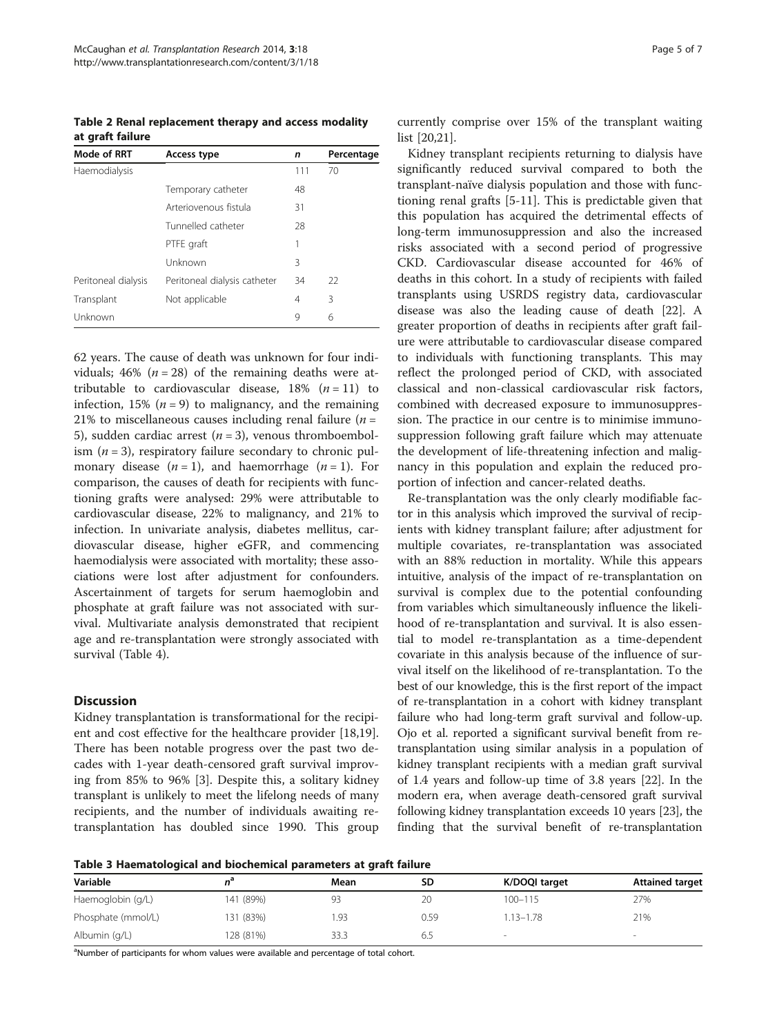**Table 2 Renal replacement therapy and access modality at graft failure**

| Mode of RRT | Access type | n | Percentage |
|---|---|---|---|
| Haemodialysis | | 111 | 70 |
| | Temporary catheter | 48 | |
| | Arteriovenous fistula | 31 | |
| | Tunnelled catheter | 28 | |
| | PTFE graft | 1 | |
| | Unknown | 3 | |
| Peritoneal dialysis | Peritoneal dialysis catheter | 34 | 22 |
| Transplant | Not applicable | 4 | 3 |
| Unknown | | 9 | 6 |

62 years. The cause of death was unknown for four individuals; 46% ($n = 28$) of the remaining deaths were attributable to cardiovascular disease, 18% ($n = 11$) to infection, 15% ($n = 9$) to malignancy, and the remaining 21% to miscellaneous causes including renal failure ($n = 5$), sudden cardiac arrest ($n = 3$), venous thromboembolism ($n = 3$), respiratory failure secondary to chronic pulmonary disease ($n = 1$), and haemorrhage ($n = 1$). For comparison, the causes of death for recipients with functioning grafts were analysed: 29% were attributable to cardiovascular disease, 22% to malignancy, and 21% to infection. In univariate analysis, diabetes mellitus, cardiovascular disease, higher eGFR, and commencing haemodialysis were associated with mortality; these associations were lost after adjustment for confounders. Ascertainment of targets for serum haemoglobin and phosphate at graft failure was not associated with survival. Multivariate analysis demonstrated that recipient age and re-transplantation were strongly associated with survival (Table 4).

## Discussion

Kidney transplantation is transformational for the recipient and cost effective for the healthcare provider [18,19]. There has been notable progress over the past two decades with 1-year death-censored graft survival improving from 85% to 96% [3]. Despite this, a solitary kidney transplant is unlikely to meet the lifelong needs of many recipients, and the number of individuals awaiting re-transplantation has doubled since 1990. This group currently comprise over 15% of the transplant waiting list [20,21].

Kidney transplant recipients returning to dialysis have significantly reduced survival compared to both the transplant-naïve dialysis population and those with functioning renal grafts [5-11]. This is predictable given that this population has acquired the detrimental effects of long-term immunosuppression and also the increased risks associated with a second period of progressive CKD. Cardiovascular disease accounted for 46% of deaths in this cohort. In a study of recipients with failed transplants using USRDS registry data, cardiovascular disease was also the leading cause of death [22]. A greater proportion of deaths in recipients after graft failure were attributable to cardiovascular disease compared to individuals with functioning transplants. This may reflect the prolonged period of CKD, with associated classical and non-classical cardiovascular risk factors, combined with decreased exposure to immunosuppression. The practice in our centre is to minimise immunosuppression following graft failure which may attenuate the development of life-threatening infection and malignancy in this population and explain the reduced proportion of infection and cancer-related deaths.

Re-transplantation was the only clearly modifiable factor in this analysis which improved the survival of recipients with kidney transplant failure; after adjustment for multiple covariates, re-transplantation was associated with an 88% reduction in mortality. While this appears intuitive, analysis of the impact of re-transplantation on survival is complex due to the potential confounding from variables which simultaneously influence the likelihood of re-transplantation and survival. It is also essential to model re-transplantation as a time-dependent covariate in this analysis because of the influence of survival itself on the likelihood of re-transplantation. To the best of our knowledge, this is the first report of the impact of re-transplantation in a cohort with kidney transplant failure who had long-term graft survival and follow-up. Ojo et al. reported a significant survival benefit from re-transplantation using similar analysis in a population of kidney transplant recipients with a median graft survival of 1.4 years and follow-up time of 3.8 years [22]. In the modern era, when average death-censored graft survival following kidney transplantation exceeds 10 years [23], the finding that the survival benefit of re-transplantation

**Table 3 Haematological and biochemical parameters at graft failure**

| Variable | $n^a$ | Mean | SD | K/DOQI target | Attained target |
|---|---|---|---|---|---|
| Haemoglobin (g/L) | 141 (89%) | 93 | 20 | 100–115 | 27% |
| Phosphate (mmol/L) | 131 (83%) | 1.93 | 0.59 | 1.13–1.78 | 21% |
| Albumin (g/L) | 128 (81%) | 33.3 | 6.5 | - | - |

[a]Number of participants for whom values were available and percentage of total cohort.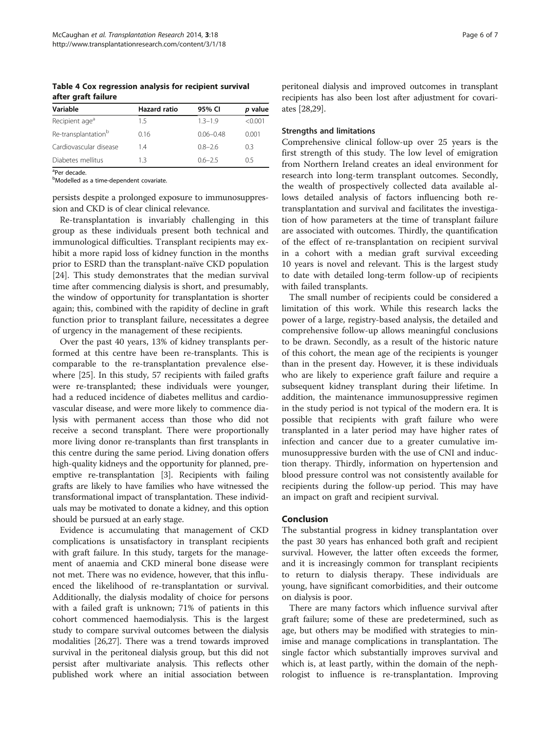**Table 4 Cox regression analysis for recipient survival after graft failure**

| Variable | Hazard ratio | 95% CI | *p* value |
|---|---|---|---|
| Recipient age[a] | 1.5 | 1.3–1.9 | <0.001 |
| Re-transplantation[b] | 0.16 | 0.06–0.48 | 0.001 |
| Cardiovascular disease | 1.4 | 0.8–2.6 | 0.3 |
| Diabetes mellitus | 1.3 | 0.6–2.5 | 0.5 |

[a]Per decade.
[b]Modelled as a time-dependent covariate.

persists despite a prolonged exposure to immunosuppression and CKD is of clear clinical relevance.

Re-transplantation is invariably challenging in this group as these individuals present both technical and immunological difficulties. Transplant recipients may exhibit a more rapid loss of kidney function in the months prior to ESRD than the transplant-naïve CKD population [24]. This study demonstrates that the median survival time after commencing dialysis is short, and presumably, the window of opportunity for transplantation is shorter again; this, combined with the rapidity of decline in graft function prior to transplant failure, necessitates a degree of urgency in the management of these recipients.

Over the past 40 years, 13% of kidney transplants performed at this centre have been re-transplants. This is comparable to the re-transplantation prevalence elsewhere [25]. In this study, 57 recipients with failed grafts were re-transplanted; these individuals were younger, had a reduced incidence of diabetes mellitus and cardiovascular disease, and were more likely to commence dialysis with permanent access than those who did not receive a second transplant. There were proportionally more living donor re-transplants than first transplants in this centre during the same period. Living donation offers high-quality kidneys and the opportunity for planned, pre-emptive re-transplantation [3]. Recipients with failing grafts are likely to have families who have witnessed the transformational impact of transplantation. These individuals may be motivated to donate a kidney, and this option should be pursued at an early stage.

Evidence is accumulating that management of CKD complications is unsatisfactory in transplant recipients with graft failure. In this study, targets for the management of anaemia and CKD mineral bone disease were not met. There was no evidence, however, that this influenced the likelihood of re-transplantation or survival. Additionally, the dialysis modality of choice for persons with a failed graft is unknown; 71% of patients in this cohort commenced haemodialysis. This is the largest study to compare survival outcomes between the dialysis modalities [26,27]. There was a trend towards improved survival in the peritoneal dialysis group, but this did not persist after multivariate analysis. This reflects other published work where an initial association between peritoneal dialysis and improved outcomes in transplant recipients has also been lost after adjustment for covariates [28,29].

### Strengths and limitations

Comprehensive clinical follow-up over 25 years is the first strength of this study. The low level of emigration from Northern Ireland creates an ideal environment for research into long-term transplant outcomes. Secondly, the wealth of prospectively collected data available allows detailed analysis of factors influencing both re-transplantation and survival and facilitates the investigation of how parameters at the time of transplant failure are associated with outcomes. Thirdly, the quantification of the effect of re-transplantation on recipient survival in a cohort with a median graft survival exceeding 10 years is novel and relevant. This is the largest study to date with detailed long-term follow-up of recipients with failed transplants.

The small number of recipients could be considered a limitation of this work. While this research lacks the power of a large, registry-based analysis, the detailed and comprehensive follow-up allows meaningful conclusions to be drawn. Secondly, as a result of the historic nature of this cohort, the mean age of the recipients is younger than in the present day. However, it is these individuals who are likely to experience graft failure and require a subsequent kidney transplant during their lifetime. In addition, the maintenance immunosuppressive regimen in the study period is not typical of the modern era. It is possible that recipients with graft failure who were transplanted in a later period may have higher rates of infection and cancer due to a greater cumulative immunosuppressive burden with the use of CNI and induction therapy. Thirdly, information on hypertension and blood pressure control was not consistently available for recipients during the follow-up period. This may have an impact on graft and recipient survival.

## Conclusion

The substantial progress in kidney transplantation over the past 30 years has enhanced both graft and recipient survival. However, the latter often exceeds the former, and it is increasingly common for transplant recipients to return to dialysis therapy. These individuals are young, have significant comorbidities, and their outcome on dialysis is poor.

There are many factors which influence survival after graft failure; some of these are predetermined, such as age, but others may be modified with strategies to minimise and manage complications in transplantation. The single factor which substantially improves survival and which is, at least partly, within the domain of the nephrologist to influence is re-transplantation. Improving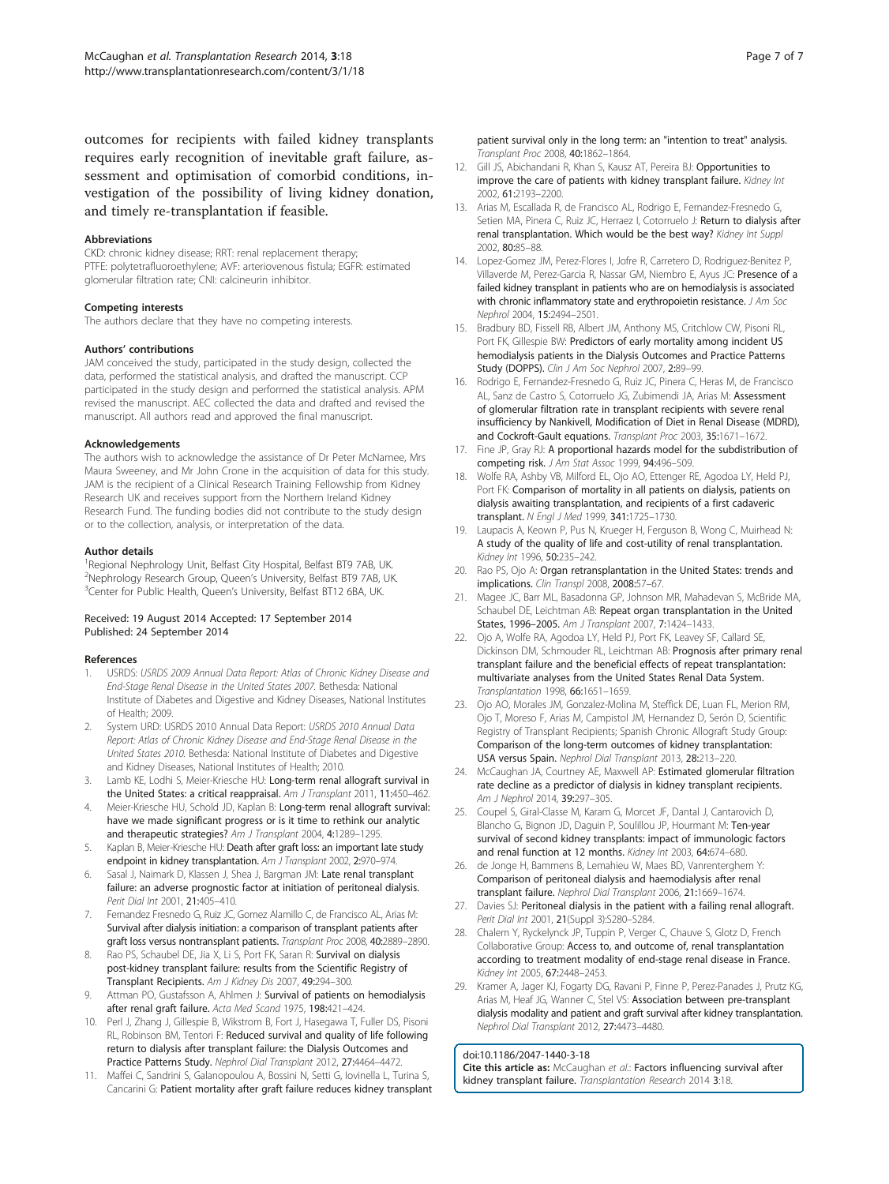outcomes for recipients with failed kidney transplants requires early recognition of inevitable graft failure, assessment and optimisation of comorbid conditions, investigation of the possibility of living kidney donation, and timely re-transplantation if feasible.

#### Abbreviations

CKD: chronic kidney disease; RRT: renal replacement therapy; PTFE: polytetrafluoroethylene; AVF: arteriovenous fistula; EGFR: estimated glomerular filtration rate; CNI: calcineurin inhibitor.

#### Competing interests

The authors declare that they have no competing interests.

#### Authors' contributions

JAM conceived the study, participated in the study design, collected the data, performed the statistical analysis, and drafted the manuscript. CCP participated in the study design and performed the statistical analysis. APM revised the manuscript. AEC collected the data and drafted and revised the manuscript. All authors read and approved the final manuscript.

#### Acknowledgements

The authors wish to acknowledge the assistance of Dr Peter McNamee, Mrs Maura Sweeney, and Mr John Crone in the acquisition of data for this study. JAM is the recipient of a Clinical Research Training Fellowship from Kidney Research UK and receives support from the Northern Ireland Kidney Research Fund. The funding bodies did not contribute to the study design or to the collection, analysis, or interpretation of the data.

#### Author details

[1]Regional Nephrology Unit, Belfast City Hospital, Belfast BT9 7AB, UK. [2]Nephrology Research Group, Queen's University, Belfast BT9 7AB, UK. [3]Center for Public Health, Queen's University, Belfast BT12 6BA, UK.

Received: 19 August 2014 Accepted: 17 September 2014
Published: 24 September 2014

#### References

1. USRDS: *USRDS 2009 Annual Data Report: Atlas of Chronic Kidney Disease and End-Stage Renal Disease in the United States 2007.* Bethesda: National Institute of Diabetes and Digestive and Kidney Diseases, National Institutes of Health; 2009.
2. System URD: USRDS 2010 Annual Data Report: *USRDS 2010 Annual Data Report: Atlas of Chronic Kidney Disease and End-Stage Renal Disease in the United States 2010.* Bethesda: National Institute of Diabetes and Digestive and Kidney Diseases, National Institutes of Health; 2010.
3. Lamb KE, Lodhi S, Meier-Kriesche HU: **Long-term renal allograft survival in the United States: a critical reappraisal.** *Am J Transplant* 2011, **11:**450–462.
4. Meier-Kriesche HU, Schold JD, Kaplan B: **Long-term renal allograft survival: have we made significant progress or is it time to rethink our analytic and therapeutic strategies?** *Am J Transplant* 2004, **4:**1289–1295.
5. Kaplan B, Meier-Kriesche HU: **Death after graft loss: an important late study endpoint in kidney transplantation.** *Am J Transplant* 2002, **2:**970–974.
6. Sasal J, Naimark D, Klassen J, Shea J, Bargman JM: **Late renal transplant failure: an adverse prognostic factor at initiation of peritoneal dialysis.** *Perit Dial Int* 2001, **21:**405–410.
7. Fernandez Fresnedo G, Ruiz JC, Gomez Alamillo C, de Francisco AL, Arias M: **Survival after dialysis initiation: a comparison of transplant patients after graft loss versus nontransplant patients.** *Transplant Proc* 2008, **40:**2889–2890.
8. Rao PS, Schaubel DE, Jia X, Li S, Port FK, Saran R: **Survival on dialysis post-kidney transplant failure: results from the Scientific Registry of Transplant Recipients.** *Am J Kidney Dis* 2007, **49:**294–300.
9. Attman PO, Gustafsson A, Ahlmen J: **Survival of patients on hemodialysis after renal graft failure.** *Acta Med Scand* 1975, **198:**421–424.
10. Perl J, Zhang J, Gillespie B, Wikstrom B, Fort J, Hasegawa T, Fuller DS, Pisoni RL, Robinson BM, Tentori F: **Reduced survival and quality of life following return to dialysis after transplant failure: the Dialysis Outcomes and Practice Patterns Study.** *Nephrol Dial Transplant* 2012, **27:**4464–4472.
11. Maffei C, Sandrini S, Galanopoulou A, Bossini N, Setti G, Iovinella L, Turina S, Cancarini G: **Patient mortality after graft failure reduces kidney transplant patient survival only in the long term: an "intention to treat" analysis.** *Transplant Proc* 2008, **40:**1862–1864.
12. Gill JS, Abichandani R, Khan S, Kausz AT, Pereira BJ: **Opportunities to improve the care of patients with kidney transplant failure.** *Kidney Int* 2002, **61:**2193–2200.
13. Arias M, Escallada R, de Francisco AL, Rodrigo E, Fernandez-Fresnedo G, Setien MA, Pinera C, Ruiz JC, Herraez I, Cotorruelo J: **Return to dialysis after renal transplantation. Which would be the best way?** *Kidney Int Suppl* 2002, **80:**85–88.
14. Lopez-Gomez JM, Perez-Flores I, Jofre R, Carretero D, Rodriguez-Benitez P, Villaverde M, Perez-Garcia R, Nassar GM, Niembro E, Ayus JC: **Presence of a failed kidney transplant in patients who are on hemodialysis is associated with chronic inflammatory state and erythropoietin resistance.** *J Am Soc Nephrol* 2004, **15:**2494–2501.
15. Bradbury BD, Fissell RB, Albert JM, Anthony MS, Critchlow CW, Pisoni RL, Port FK, Gillespie BW: **Predictors of early mortality among incident US hemodialysis patients in the Dialysis Outcomes and Practice Patterns Study (DOPPS).** *Clin J Am Soc Nephrol* 2007, **2:**89–99.
16. Rodrigo E, Fernandez-Fresnedo G, Ruiz JC, Pinera C, Heras M, de Francisco AL, Sanz de Castro S, Cotorruelo JG, Zubimendi JA, Arias M: **Assessment of glomerular filtration rate in transplant recipients with severe renal insufficiency by Nankivell, Modification of Diet in Renal Disease (MDRD), and Cockroft-Gault equations.** *Transplant Proc* 2003, **35:**1671–1672.
17. Fine JP, Gray RJ: **A proportional hazards model for the subdistribution of competing risk.** *J Am Stat Assoc* 1999, **94:**496–509.
18. Wolfe RA, Ashby VB, Milford EL, Ojo AO, Ettenger RE, Agodoa LY, Held PJ, Port FK: **Comparison of mortality in all patients on dialysis, patients on dialysis awaiting transplantation, and recipients of a first cadaveric transplant.** *N Engl J Med* 1999, **341:**1725–1730.
19. Laupacis A, Keown P, Pus N, Krueger H, Ferguson B, Wong C, Muirhead N: **A study of the quality of life and cost-utility of renal transplantation.** *Kidney Int* 1996, **50:**235–242.
20. Rao PS, Ojo A: **Organ retransplantation in the United States: trends and implications.** *Clin Transpl* 2008, **2008:**57–67.
21. Magee JC, Barr ML, Basadonna GP, Johnson MR, Mahadevan S, McBride MA, Schaubel DE, Leichtman AB: **Repeat organ transplantation in the United States, 1996–2005.** *Am J Transplant* 2007, **7:**1424–1433.
22. Ojo A, Wolfe RA, Agodoa LY, Held PJ, Port FK, Leavey SF, Callard SE, Dickinson DM, Schmouder RL, Leichtman AB: **Prognosis after primary renal transplant failure and the beneficial effects of repeat transplantation: multivariate analyses from the United States Renal Data System.** *Transplantation* 1998, **66:**1651–1659.
23. Ojo AO, Morales JM, Gonzalez-Molina M, Steffick DE, Luan FL, Merion RM, Ojo T, Moreso F, Arias M, Campistol JM, Hernandez D, Serón D, Scientific Registry of Transplant Recipients; Spanish Chronic Allograft Study Group: **Comparison of the long-term outcomes of kidney transplantation: USA versus Spain.** *Nephrol Dial Transplant* 2013, **28:**213–220.
24. McCaughan JA, Courtney AE, Maxwell AP: **Estimated glomerular filtration rate decline as a predictor of dialysis in kidney transplant recipients.** *Am J Nephrol* 2014, **39:**297–305.
25. Coupel S, Giral-Classe M, Karam G, Morcet JF, Dantal J, Cantarovich D, Blancho G, Bignon JD, Daguin P, Soulillou JP, Hourmant M: **Ten-year survival of second kidney transplants: impact of immunologic factors and renal function at 12 months.** *Kidney Int* 2003, **64:**674–680.
26. de Jonge H, Bammens B, Lemahieu W, Maes BD, Vanrenterghem Y: **Comparison of peritoneal dialysis and haemodialysis after renal transplant failure.** *Nephrol Dial Transplant* 2006, **21:**1669–1674.
27. Davies SJ: **Peritoneal dialysis in the patient with a failing renal allograft.** *Perit Dial Int* 2001, **21**(Suppl 3)**:**S280–S284.
28. Chalem Y, Ryckelynck JP, Tuppin P, Verger C, Chauve S, Glotz D, French Collaborative Group: **Access to, and outcome of, renal transplantation according to treatment modality of end-stage renal disease in France.** *Kidney Int* 2005, **67:**2448–2453.
29. Kramer A, Jager KJ, Fogarty DG, Ravani P, Finne P, Perez-Panades J, Prutz KG, Arias M, Heaf JG, Wanner C, Stel VS: **Association between pre-transplant dialysis modality and patient and graft survival after kidney transplantation.** *Nephrol Dial Transplant* 2012, **27:**4473–4480.

doi:10.1186/2047-1440-3-18
**Cite this article as:** McCaughan *et al.*: Factors influencing survival after kidney transplant failure. *Transplantation Research* 2014 **3**:18.